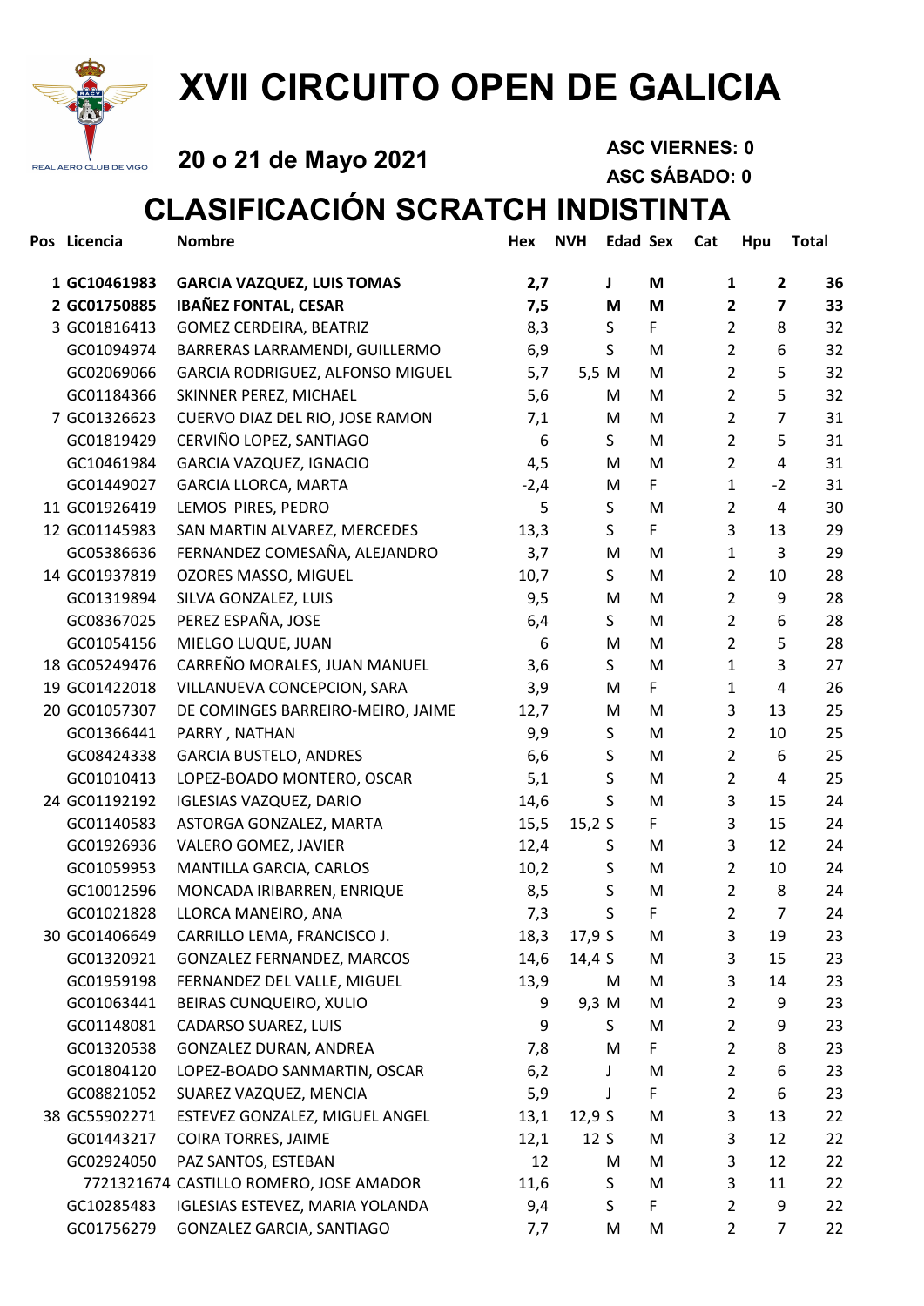# XVII CIRCUITO OPEN DE GALICIA

**20 o 21 de Mayo 2021**

**ASC VIERNES: 0**

**ASC SÁBADO: 0**

## CLASIFICACIÓN SCRATCH INDISTINTA

| Pos | Licencia | Nombre | Hex | NVH | Edad | Sex | Cat | Hpu | Total |
|---|---|---|---|---|---|---|---|---|---|
| **1** | **GC10461983** | **GARCIA VAZQUEZ, LUIS TOMAS** | **2,7** | | **J** | **M** | **1** | **2** | **36** |
| **2** | **GC01750885** | **IBAÑEZ FONTAL, CESAR** | **7,5** | | **M** | **M** | **2** | **7** | **33** |
| 3 | GC01816413 | GOMEZ CERDEIRA, BEATRIZ | 8,3 | | S | F | 2 | 8 | 32 |
| | GC01094974 | BARRERAS LARRAMENDI, GUILLERMO | 6,9 | | S | M | 2 | 6 | 32 |
| | GC02069066 | GARCIA RODRIGUEZ, ALFONSO MIGUEL | 5,7 | 5,5 | M | M | 2 | 5 | 32 |
| | GC01184366 | SKINNER PEREZ, MICHAEL | 5,6 | | M | M | 2 | 5 | 32 |
| 7 | GC01326623 | CUERVO DIAZ DEL RIO, JOSE RAMON | 7,1 | | M | M | 2 | 7 | 31 |
| | GC01819429 | CERVIÑO LOPEZ, SANTIAGO | 6 | | S | M | 2 | 5 | 31 |
| | GC10461984 | GARCIA VAZQUEZ, IGNACIO | 4,5 | | M | M | 2 | 4 | 31 |
| | GC01449027 | GARCIA LLORCA, MARTA | -2,4 | | M | F | 1 | -2 | 31 |
| 11 | GC01926419 | LEMOS PIRES, PEDRO | 5 | | S | M | 2 | 4 | 30 |
| 12 | GC01145983 | SAN MARTIN ALVAREZ, MERCEDES | 13,3 | | S | F | 3 | 13 | 29 |
| | GC05386636 | FERNANDEZ COMESAÑA, ALEJANDRO | 3,7 | | M | M | 1 | 3 | 29 |
| 14 | GC01937819 | OZORES MASSO, MIGUEL | 10,7 | | S | M | 2 | 10 | 28 |
| | GC01319894 | SILVA GONZALEZ, LUIS | 9,5 | | M | M | 2 | 9 | 28 |
| | GC08367025 | PEREZ ESPAÑA, JOSE | 6,4 | | S | M | 2 | 6 | 28 |
| | GC01054156 | MIELGO LUQUE, JUAN | 6 | | M | M | 2 | 5 | 28 |
| 18 | GC05249476 | CARREÑO MORALES, JUAN MANUEL | 3,6 | | S | M | 1 | 3 | 27 |
| 19 | GC01422018 | VILLANUEVA CONCEPCION, SARA | 3,9 | | M | F | 1 | 4 | 26 |
| 20 | GC01057307 | DE COMINGES BARREIRO-MEIRO, JAIME | 12,7 | | M | M | 3 | 13 | 25 |
| | GC01366441 | PARRY , NATHAN | 9,9 | | S | M | 2 | 10 | 25 |
| | GC08424338 | GARCIA BUSTELO, ANDRES | 6,6 | | S | M | 2 | 6 | 25 |
| | GC01010413 | LOPEZ-BOADO MONTERO, OSCAR | 5,1 | | S | M | 2 | 4 | 25 |
| 24 | GC01192192 | IGLESIAS VAZQUEZ, DARIO | 14,6 | | S | M | 3 | 15 | 24 |
| | GC01140583 | ASTORGA GONZALEZ, MARTA | 15,5 | 15,2 | S | F | 3 | 15 | 24 |
| | GC01926936 | VALERO GOMEZ, JAVIER | 12,4 | | S | M | 3 | 12 | 24 |
| | GC01059953 | MANTILLA GARCIA, CARLOS | 10,2 | | S | M | 2 | 10 | 24 |
| | GC10012596 | MONCADA IRIBARREN, ENRIQUE | 8,5 | | S | M | 2 | 8 | 24 |
| | GC01021828 | LLORCA MANEIRO, ANA | 7,3 | | S | F | 2 | 7 | 24 |
| 30 | GC01406649 | CARRILLO LEMA, FRANCISCO J. | 18,3 | 17,9 | S | M | 3 | 19 | 23 |
| | GC01320921 | GONZALEZ FERNANDEZ, MARCOS | 14,6 | 14,4 | S | M | 3 | 15 | 23 |
| | GC01959198 | FERNANDEZ DEL VALLE, MIGUEL | 13,9 | | M | M | 3 | 14 | 23 |
| | GC01063441 | BEIRAS CUNQUEIRO, XULIO | 9 | 9,3 | M | M | 2 | 9 | 23 |
| | GC01148081 | CADARSO SUAREZ, LUIS | 9 | | S | M | 2 | 9 | 23 |
| | GC01320538 | GONZALEZ DURAN, ANDREA | 7,8 | | M | F | 2 | 8 | 23 |
| | GC01804120 | LOPEZ-BOADO SANMARTIN, OSCAR | 6,2 | | J | M | 2 | 6 | 23 |
| | GC08821052 | SUAREZ VAZQUEZ, MENCIA | 5,9 | | J | F | 2 | 6 | 23 |
| 38 | GC55902271 | ESTEVEZ GONZALEZ, MIGUEL ANGEL | 13,1 | 12,9 | S | M | 3 | 13 | 22 |
| | GC01443217 | COIRA TORRES, JAIME | 12,1 | 12 | S | M | 3 | 12 | 22 |
| | GC02924050 | PAZ SANTOS, ESTEBAN | 12 | | M | M | 3 | 12 | 22 |
| | 7721321674 | CASTILLO ROMERO, JOSE AMADOR | 11,6 | | S | M | 3 | 11 | 22 |
| | GC10285483 | IGLESIAS ESTEVEZ, MARIA YOLANDA | 9,4 | | S | F | 2 | 9 | 22 |
| | GC01756279 | GONZALEZ GARCIA, SANTIAGO | 7,7 | | M | M | 2 | 7 | 22 |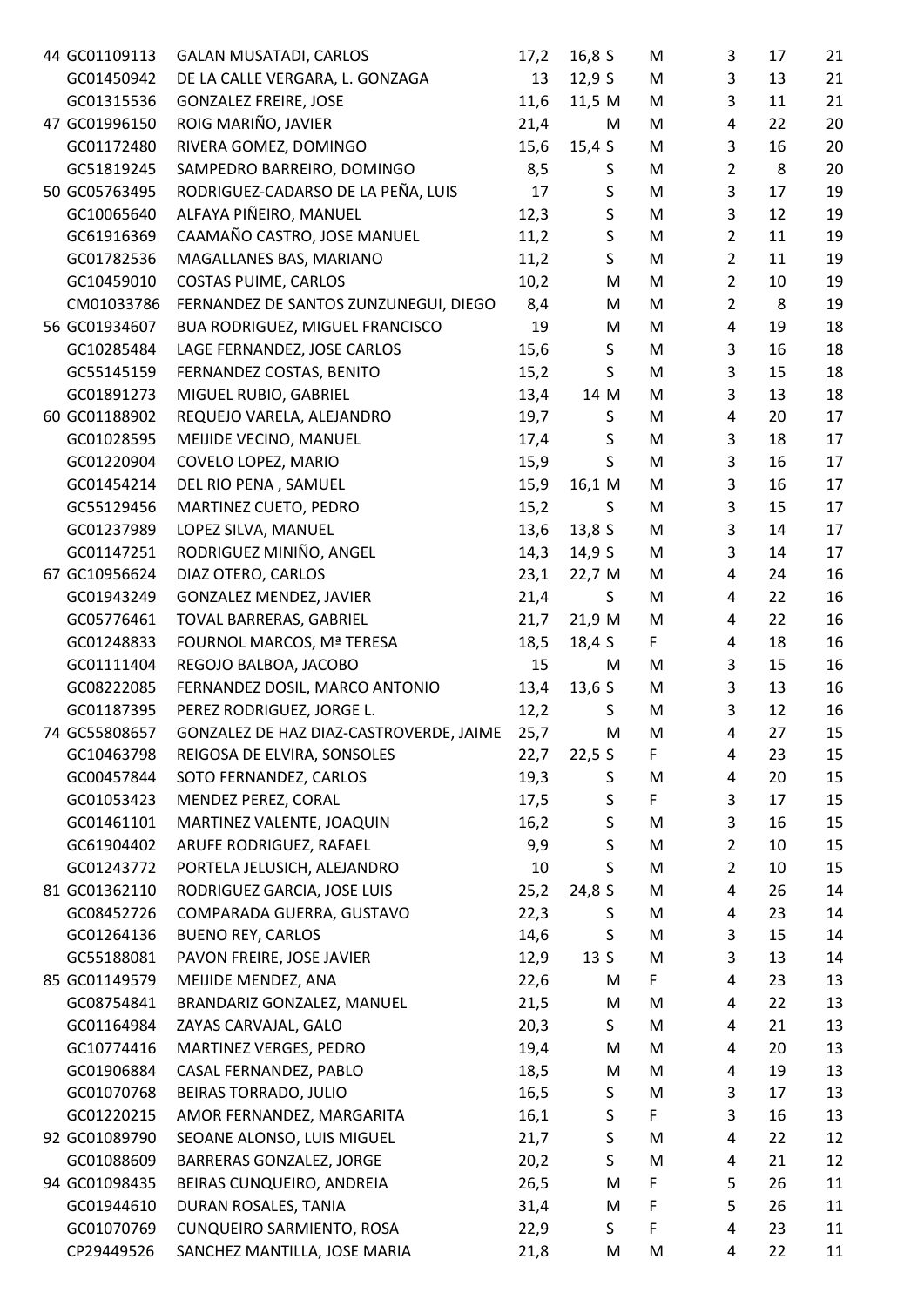| | | | | | | | | | |
|---|---|---|---|---|---|---|---|---|---|
| 44 | GC01109113 | GALAN MUSATADI, CARLOS | 17,2 | 16,8 | S | M | 3 | 17 | 21 |
| | GC01450942 | DE LA CALLE VERGARA, L. GONZAGA | 13 | 12,9 | S | M | 3 | 13 | 21 |
| | GC01315536 | GONZALEZ FREIRE, JOSE | 11,6 | 11,5 | M | M | 3 | 11 | 21 |
| 47 | GC01996150 | ROIG MARIÑO, JAVIER | 21,4 | | M | M | 4 | 22 | 20 |
| | GC01172480 | RIVERA GOMEZ, DOMINGO | 15,6 | 15,4 | S | M | 3 | 16 | 20 |
| | GC51819245 | SAMPEDRO BARREIRO, DOMINGO | 8,5 | | S | M | 2 | 8 | 20 |
| 50 | GC05763495 | RODRIGUEZ-CADARSO DE LA PEÑA, LUIS | 17 | | S | M | 3 | 17 | 19 |
| | GC10065640 | ALFAYA PIÑEIRO, MANUEL | 12,3 | | S | M | 3 | 12 | 19 |
| | GC61916369 | CAAMAÑO CASTRO, JOSE MANUEL | 11,2 | | S | M | 2 | 11 | 19 |
| | GC01782536 | MAGALLANES BAS, MARIANO | 11,2 | | S | M | 2 | 11 | 19 |
| | GC10459010 | COSTAS PUIME, CARLOS | 10,2 | | M | M | 2 | 10 | 19 |
| | CM01033786 | FERNANDEZ DE SANTOS ZUNZUNEGUI, DIEGO | 8,4 | | M | M | 2 | 8 | 19 |
| 56 | GC01934607 | BUA RODRIGUEZ, MIGUEL FRANCISCO | 19 | | M | M | 4 | 19 | 18 |
| | GC10285484 | LAGE FERNANDEZ, JOSE CARLOS | 15,6 | | S | M | 3 | 16 | 18 |
| | GC55145159 | FERNANDEZ COSTAS, BENITO | 15,2 | | S | M | 3 | 15 | 18 |
| | GC01891273 | MIGUEL RUBIO, GABRIEL | 13,4 | 14 | M | M | 3 | 13 | 18 |
| 60 | GC01188902 | REQUEJO VARELA, ALEJANDRO | 19,7 | | S | M | 4 | 20 | 17 |
| | GC01028595 | MEIJIDE VECINO, MANUEL | 17,4 | | S | M | 3 | 18 | 17 |
| | GC01220904 | COVELO LOPEZ, MARIO | 15,9 | | S | M | 3 | 16 | 17 |
| | GC01454214 | DEL RIO PENA , SAMUEL | 15,9 | 16,1 | M | M | 3 | 16 | 17 |
| | GC55129456 | MARTINEZ CUETO, PEDRO | 15,2 | | S | M | 3 | 15 | 17 |
| | GC01237989 | LOPEZ SILVA, MANUEL | 13,6 | 13,8 | S | M | 3 | 14 | 17 |
| | GC01147251 | RODRIGUEZ MINIÑO, ANGEL | 14,3 | 14,9 | S | M | 3 | 14 | 17 |
| 67 | GC10956624 | DIAZ OTERO, CARLOS | 23,1 | 22,7 | M | M | 4 | 24 | 16 |
| | GC01943249 | GONZALEZ MENDEZ, JAVIER | 21,4 | | S | M | 4 | 22 | 16 |
| | GC05776461 | TOVAL BARRERAS, GABRIEL | 21,7 | 21,9 | M | M | 4 | 22 | 16 |
| | GC01248833 | FOURNOL MARCOS, Mª TERESA | 18,5 | 18,4 | S | F | 4 | 18 | 16 |
| | GC01111404 | REGOJO BALBOA, JACOBO | 15 | | M | M | 3 | 15 | 16 |
| | GC08222085 | FERNANDEZ DOSIL, MARCO ANTONIO | 13,4 | 13,6 | S | M | 3 | 13 | 16 |
| | GC01187395 | PEREZ RODRIGUEZ, JORGE L. | 12,2 | | S | M | 3 | 12 | 16 |
| 74 | GC55808657 | GONZALEZ DE HAZ DIAZ-CASTROVERDE, JAIME | 25,7 | | M | M | 4 | 27 | 15 |
| | GC10463798 | REIGOSA DE ELVIRA, SONSOLES | 22,7 | 22,5 | S | F | 4 | 23 | 15 |
| | GC00457844 | SOTO FERNANDEZ, CARLOS | 19,3 | | S | M | 4 | 20 | 15 |
| | GC01053423 | MENDEZ PEREZ, CORAL | 17,5 | | S | F | 3 | 17 | 15 |
| | GC01461101 | MARTINEZ VALENTE, JOAQUIN | 16,2 | | S | M | 3 | 16 | 15 |
| | GC61904402 | ARUFE RODRIGUEZ, RAFAEL | 9,9 | | S | M | 2 | 10 | 15 |
| | GC01243772 | PORTELA JELUSICH, ALEJANDRO | 10 | | S | M | 2 | 10 | 15 |
| 81 | GC01362110 | RODRIGUEZ GARCIA, JOSE LUIS | 25,2 | 24,8 | S | M | 4 | 26 | 14 |
| | GC08452726 | COMPARADA GUERRA, GUSTAVO | 22,3 | | S | M | 4 | 23 | 14 |
| | GC01264136 | BUENO REY, CARLOS | 14,6 | | S | M | 3 | 15 | 14 |
| | GC55188081 | PAVON FREIRE, JOSE JAVIER | 12,9 | 13 | S | M | 3 | 13 | 14 |
| 85 | GC01149579 | MEIJIDE MENDEZ, ANA | 22,6 | | M | F | 4 | 23 | 13 |
| | GC08754841 | BRANDARIZ GONZALEZ, MANUEL | 21,5 | | M | M | 4 | 22 | 13 |
| | GC01164984 | ZAYAS CARVAJAL, GALO | 20,3 | | S | M | 4 | 21 | 13 |
| | GC10774416 | MARTINEZ VERGES, PEDRO | 19,4 | | M | M | 4 | 20 | 13 |
| | GC01906884 | CASAL FERNANDEZ, PABLO | 18,5 | | M | M | 4 | 19 | 13 |
| | GC01070768 | BEIRAS TORRADO, JULIO | 16,5 | | S | M | 3 | 17 | 13 |
| | GC01220215 | AMOR FERNANDEZ, MARGARITA | 16,1 | | S | F | 3 | 16 | 13 |
| 92 | GC01089790 | SEOANE ALONSO, LUIS MIGUEL | 21,7 | | S | M | 4 | 22 | 12 |
| | GC01088609 | BARRERAS GONZALEZ, JORGE | 20,2 | | S | M | 4 | 21 | 12 |
| 94 | GC01098435 | BEIRAS CUNQUEIRO, ANDREIA | 26,5 | | M | F | 5 | 26 | 11 |
| | GC01944610 | DURAN ROSALES, TANIA | 31,4 | | M | F | 5 | 26 | 11 |
| | GC01070769 | CUNQUEIRO SARMIENTO, ROSA | 22,9 | | S | F | 4 | 23 | 11 |
| | CP29449526 | SANCHEZ MANTILLA, JOSE MARIA | 21,8 | | M | M | 4 | 22 | 11 |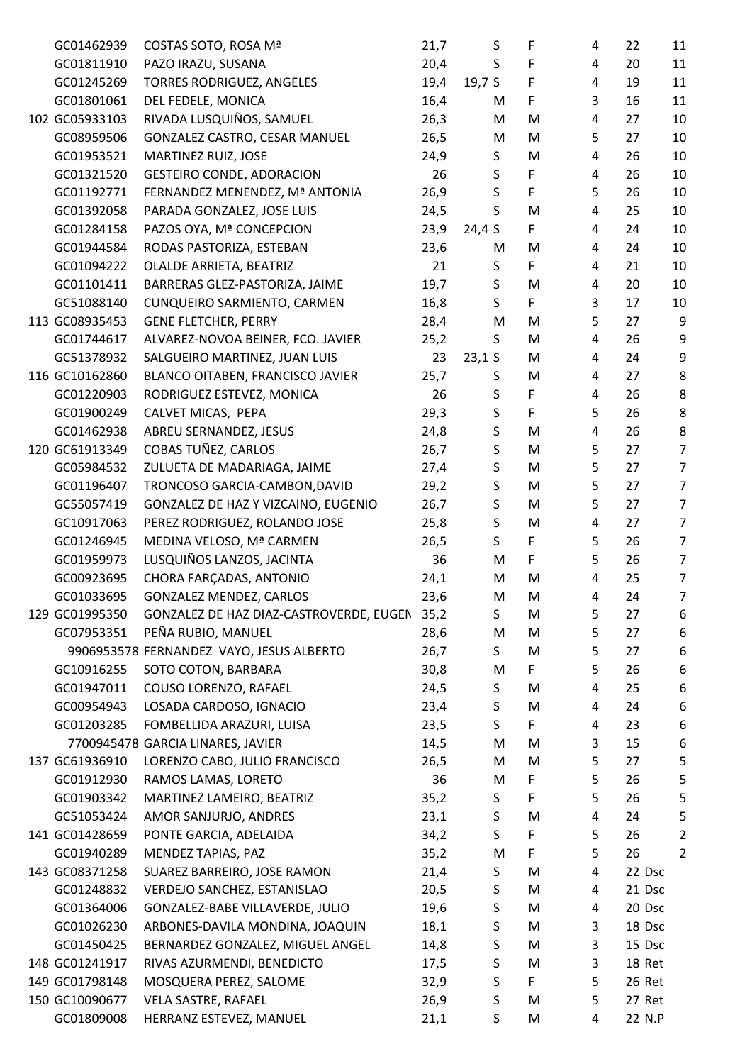| | | | | | | | | | |
|---|---|---|---|---|---|---|---|---|---|
| | GC01462939 | COSTAS SOTO, ROSA Mª | 21,7 | | S | F | 4 | 22 | 11 |
| | GC01811910 | PAZO IRAZU, SUSANA | 20,4 | | S | F | 4 | 20 | 11 |
| | GC01245269 | TORRES RODRIGUEZ, ANGELES | 19,4 | 19,7 | S | F | 4 | 19 | 11 |
| | GC01801061 | DEL FEDELE, MONICA | 16,4 | | M | F | 3 | 16 | 11 |
| 102 | GC05933103 | RIVADA LUSQUIÑOS, SAMUEL | 26,3 | | M | M | 4 | 27 | 10 |
| | GC08959506 | GONZALEZ CASTRO, CESAR MANUEL | 26,5 | | M | M | 5 | 27 | 10 |
| | GC01953521 | MARTINEZ RUIZ, JOSE | 24,9 | | S | M | 4 | 26 | 10 |
| | GC01321520 | GESTEIRO CONDE, ADORACION | 26 | | S | F | 4 | 26 | 10 |
| | GC01192771 | FERNANDEZ MENENDEZ, Mª ANTONIA | 26,9 | | S | F | 5 | 26 | 10 |
| | GC01392058 | PARADA GONZALEZ, JOSE LUIS | 24,5 | | S | M | 4 | 25 | 10 |
| | GC01284158 | PAZOS OYA, Mª CONCEPCION | 23,9 | 24,4 | S | F | 4 | 24 | 10 |
| | GC01944584 | RODAS PASTORIZA, ESTEBAN | 23,6 | | M | M | 4 | 24 | 10 |
| | GC01094222 | OLALDE ARRIETA, BEATRIZ | 21 | | S | F | 4 | 21 | 10 |
| | GC01101411 | BARRERAS GLEZ-PASTORIZA, JAIME | 19,7 | | S | M | 4 | 20 | 10 |
| | GC51088140 | CUNQUEIRO SARMIENTO, CARMEN | 16,8 | | S | F | 3 | 17 | 10 |
| 113 | GC08935453 | GENE FLETCHER, PERRY | 28,4 | | M | M | 5 | 27 | 9 |
| | GC01744617 | ALVAREZ-NOVOA BEINER, FCO. JAVIER | 25,2 | | S | M | 4 | 26 | 9 |
| | GC51378932 | SALGUEIRO MARTINEZ, JUAN LUIS | 23 | 23,1 | S | M | 4 | 24 | 9 |
| 116 | GC10162860 | BLANCO OITABEN, FRANCISCO JAVIER | 25,7 | | S | M | 4 | 27 | 8 |
| | GC01220903 | RODRIGUEZ ESTEVEZ, MONICA | 26 | | S | F | 4 | 26 | 8 |
| | GC01900249 | CALVET MICAS, PEPA | 29,3 | | S | F | 5 | 26 | 8 |
| | GC01462938 | ABREU SERNANDEZ, JESUS | 24,8 | | S | M | 4 | 26 | 8 |
| 120 | GC61913349 | COBAS TUÑEZ, CARLOS | 26,7 | | S | M | 5 | 27 | 7 |
| | GC05984532 | ZULUETA DE MADARIAGA, JAIME | 27,4 | | S | M | 5 | 27 | 7 |
| | GC01196407 | TRONCOSO GARCIA-CAMBON,DAVID | 29,2 | | S | M | 5 | 27 | 7 |
| | GC55057419 | GONZALEZ DE HAZ Y VIZCAINO, EUGENIO | 26,7 | | S | M | 5 | 27 | 7 |
| | GC10917063 | PEREZ RODRIGUEZ, ROLANDO JOSE | 25,8 | | S | M | 4 | 27 | 7 |
| | GC01246945 | MEDINA VELOSO, Mª CARMEN | 26,5 | | S | F | 5 | 26 | 7 |
| | GC01959973 | LUSQUIÑOS LANZOS, JACINTA | 36 | | M | F | 5 | 26 | 7 |
| | GC00923695 | CHORA FARÇADAS, ANTONIO | 24,1 | | M | M | 4 | 25 | 7 |
| | GC01033695 | GONZALEZ MENDEZ, CARLOS | 23,6 | | M | M | 4 | 24 | 7 |
| 129 | GC01995350 | GONZALEZ DE HAZ DIAZ-CASTROVERDE, EUGEN | 35,2 | | S | M | 5 | 27 | 6 |
| | GC07953351 | PEÑA RUBIO, MANUEL | 28,6 | | M | M | 5 | 27 | 6 |
| | 9906953578 | FERNANDEZ VAYO, JESUS ALBERTO | 26,7 | | S | M | 5 | 27 | 6 |
| | GC10916255 | SOTO COTON, BARBARA | 30,8 | | M | F | 5 | 26 | 6 |
| | GC01947011 | COUSO LORENZO, RAFAEL | 24,5 | | S | M | 4 | 25 | 6 |
| | GC00954943 | LOSADA CARDOSO, IGNACIO | 23,4 | | S | M | 4 | 24 | 6 |
| | GC01203285 | FOMBELLIDA ARAZURI, LUISA | 23,5 | | S | F | 4 | 23 | 6 |
| | 7700945478 | GARCIA LINARES, JAVIER | 14,5 | | M | M | 3 | 15 | 6 |
| 137 | GC61936910 | LORENZO CABO, JULIO FRANCISCO | 26,5 | | M | M | 5 | 27 | 5 |
| | GC01912930 | RAMOS LAMAS, LORETO | 36 | | M | F | 5 | 26 | 5 |
| | GC01903342 | MARTINEZ LAMEIRO, BEATRIZ | 35,2 | | S | F | 5 | 26 | 5 |
| | GC51053424 | AMOR SANJURJO, ANDRES | 23,1 | | S | M | 4 | 24 | 5 |
| 141 | GC01428659 | PONTE GARCIA, ADELAIDA | 34,2 | | S | F | 5 | 26 | 2 |
| | GC01940289 | MENDEZ TAPIAS, PAZ | 35,2 | | M | F | 5 | 26 | 2 |
| 143 | GC08371258 | SUAREZ BARREIRO, JOSE RAMON | 21,4 | | S | M | 4 | 22 | Dsc |
| | GC01248832 | VERDEJO SANCHEZ, ESTANISLAO | 20,5 | | S | M | 4 | 21 | Dsc |
| | GC01364006 | GONZALEZ-BABE VILLAVERDE, JULIO | 19,6 | | S | M | 4 | 20 | Dsc |
| | GC01026230 | ARBONES-DAVILA MONDINA, JOAQUIN | 18,1 | | S | M | 3 | 18 | Dsc |
| | GC01450425 | BERNARDEZ GONZALEZ, MIGUEL ANGEL | 14,8 | | S | M | 3 | 15 | Dsc |
| 148 | GC01241917 | RIVAS AZURMENDI, BENEDICTO | 17,5 | | S | M | 3 | 18 | Ret |
| 149 | GC01798148 | MOSQUERA PEREZ, SALOME | 32,9 | | S | F | 5 | 26 | Ret |
| 150 | GC10090677 | VELA SASTRE, RAFAEL | 26,9 | | S | M | 5 | 27 | Ret |
| | GC01809008 | HERRANZ ESTEVEZ, MANUEL | 21,1 | | S | M | 4 | 22 | N.P |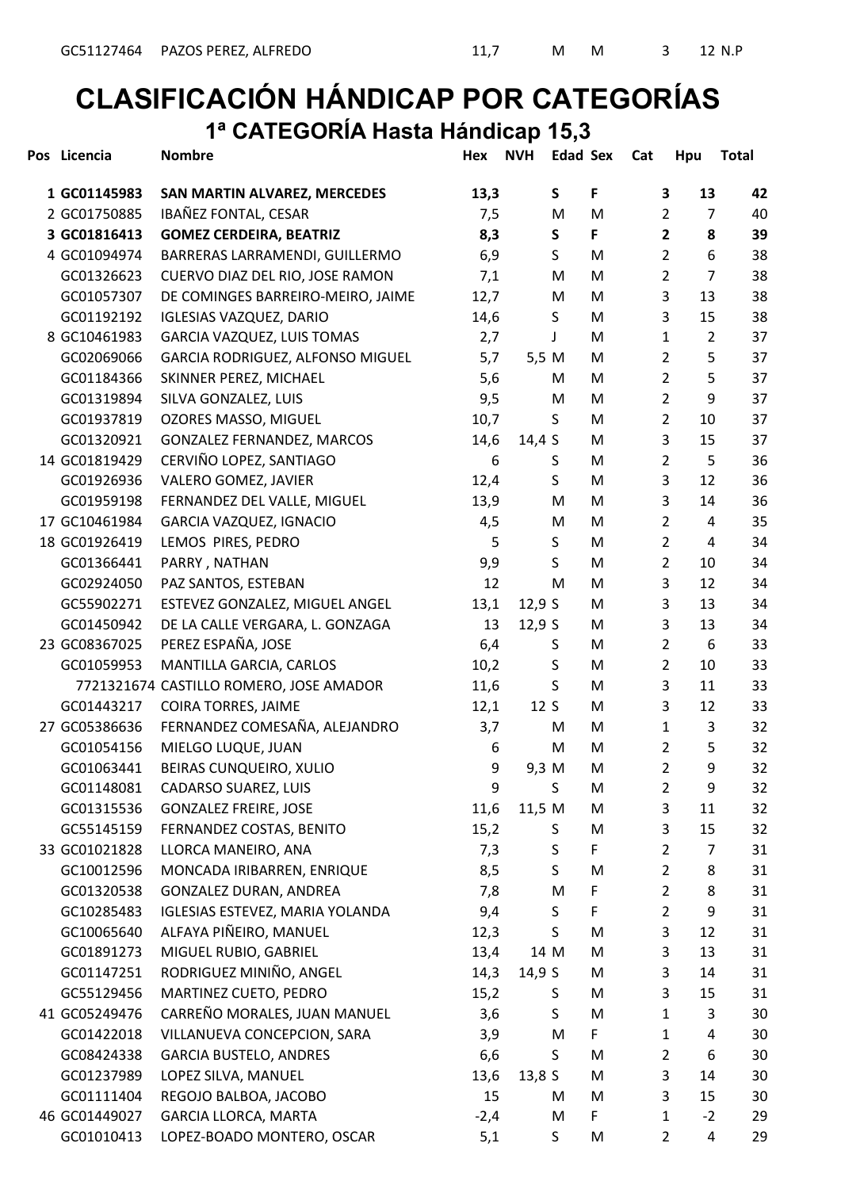| | | | | | | | | | | |
|---|---|---|---|---|---|---|---|---|---|---|
| | GC51127464 | PAZOS PEREZ, ALFREDO | 11,7 | | M | M | 3 | 12 | N.P | |

# CLASIFICACIÓN HÁNDICAP POR CATEGORÍAS

## 1ª CATEGORÍA Hasta Hándicap 15,3

| Pos | Licencia | Nombre | Hex | NVH | Edad | Sex | Cat | Hpu | Total |
|---|---|---|---|---|---|---|---|---|---|
| **1** | **GC01145983** | **SAN MARTIN ALVAREZ, MERCEDES** | **13,3** | | **S** | **F** | **3** | **13** | **42** |
| 2 | GC01750885 | IBAÑEZ FONTAL, CESAR | 7,5 | | M | M | 2 | 7 | 40 |
| **3** | **GC01816413** | **GOMEZ CERDEIRA, BEATRIZ** | **8,3** | | **S** | **F** | **2** | **8** | **39** |
| 4 | GC01094974 | BARRERAS LARRAMENDI, GUILLERMO | 6,9 | | S | M | 2 | 6 | 38 |
| | GC01326623 | CUERVO DIAZ DEL RIO, JOSE RAMON | 7,1 | | M | M | 2 | 7 | 38 |
| | GC01057307 | DE COMINGES BARREIRO-MEIRO, JAIME | 12,7 | | M | M | 3 | 13 | 38 |
| | GC01192192 | IGLESIAS VAZQUEZ, DARIO | 14,6 | | S | M | 3 | 15 | 38 |
| 8 | GC10461983 | GARCIA VAZQUEZ, LUIS TOMAS | 2,7 | | J | M | 1 | 2 | 37 |
| | GC02069066 | GARCIA RODRIGUEZ, ALFONSO MIGUEL | 5,7 | 5,5 | M | M | 2 | 5 | 37 |
| | GC01184366 | SKINNER PEREZ, MICHAEL | 5,6 | | M | M | 2 | 5 | 37 |
| | GC01319894 | SILVA GONZALEZ, LUIS | 9,5 | | M | M | 2 | 9 | 37 |
| | GC01937819 | OZORES MASSO, MIGUEL | 10,7 | | S | M | 2 | 10 | 37 |
| | GC01320921 | GONZALEZ FERNANDEZ, MARCOS | 14,6 | 14,4 | S | M | 3 | 15 | 37 |
| 14 | GC01819429 | CERVIÑO LOPEZ, SANTIAGO | 6 | | S | M | 2 | 5 | 36 |
| | GC01926936 | VALERO GOMEZ, JAVIER | 12,4 | | S | M | 3 | 12 | 36 |
| | GC01959198 | FERNANDEZ DEL VALLE, MIGUEL | 13,9 | | M | M | 3 | 14 | 36 |
| 17 | GC10461984 | GARCIA VAZQUEZ, IGNACIO | 4,5 | | M | M | 2 | 4 | 35 |
| 18 | GC01926419 | LEMOS PIRES, PEDRO | 5 | | S | M | 2 | 4 | 34 |
| | GC01366441 | PARRY , NATHAN | 9,9 | | S | M | 2 | 10 | 34 |
| | GC02924050 | PAZ SANTOS, ESTEBAN | 12 | | M | M | 3 | 12 | 34 |
| | GC55902271 | ESTEVEZ GONZALEZ, MIGUEL ANGEL | 13,1 | 12,9 | S | M | 3 | 13 | 34 |
| | GC01450942 | DE LA CALLE VERGARA, L. GONZAGA | 13 | 12,9 | S | M | 3 | 13 | 34 |
| 23 | GC08367025 | PEREZ ESPAÑA, JOSE | 6,4 | | S | M | 2 | 6 | 33 |
| | GC01059953 | MANTILLA GARCIA, CARLOS | 10,2 | | S | M | 2 | 10 | 33 |
| | 7721321674 | CASTILLO ROMERO, JOSE AMADOR | 11,6 | | S | M | 3 | 11 | 33 |
| | GC01443217 | COIRA TORRES, JAIME | 12,1 | 12 | S | M | 3 | 12 | 33 |
| 27 | GC05386636 | FERNANDEZ COMESAÑA, ALEJANDRO | 3,7 | | M | M | 1 | 3 | 32 |
| | GC01054156 | MIELGO LUQUE, JUAN | 6 | | M | M | 2 | 5 | 32 |
| | GC01063441 | BEIRAS CUNQUEIRO, XULIO | 9 | 9,3 | M | M | 2 | 9 | 32 |
| | GC01148081 | CADARSO SUAREZ, LUIS | 9 | | S | M | 2 | 9 | 32 |
| | GC01315536 | GONZALEZ FREIRE, JOSE | 11,6 | 11,5 | M | M | 3 | 11 | 32 |
| | GC55145159 | FERNANDEZ COSTAS, BENITO | 15,2 | | S | M | 3 | 15 | 32 |
| 33 | GC01021828 | LLORCA MANEIRO, ANA | 7,3 | | S | F | 2 | 7 | 31 |
| | GC10012596 | MONCADA IRIBARREN, ENRIQUE | 8,5 | | S | M | 2 | 8 | 31 |
| | GC01320538 | GONZALEZ DURAN, ANDREA | 7,8 | | M | F | 2 | 8 | 31 |
| | GC10285483 | IGLESIAS ESTEVEZ, MARIA YOLANDA | 9,4 | | S | F | 2 | 9 | 31 |
| | GC10065640 | ALFAYA PIÑEIRO, MANUEL | 12,3 | | S | M | 3 | 12 | 31 |
| | GC01891273 | MIGUEL RUBIO, GABRIEL | 13,4 | 14 | M | M | 3 | 13 | 31 |
| | GC01147251 | RODRIGUEZ MINIÑO, ANGEL | 14,3 | 14,9 | S | M | 3 | 14 | 31 |
| | GC55129456 | MARTINEZ CUETO, PEDRO | 15,2 | | S | M | 3 | 15 | 31 |
| 41 | GC05249476 | CARREÑO MORALES, JUAN MANUEL | 3,6 | | S | M | 1 | 3 | 30 |
| | GC01422018 | VILLANUEVA CONCEPCION, SARA | 3,9 | | M | F | 1 | 4 | 30 |
| | GC08424338 | GARCIA BUSTELO, ANDRES | 6,6 | | S | M | 2 | 6 | 30 |
| | GC01237989 | LOPEZ SILVA, MANUEL | 13,6 | 13,8 | S | M | 3 | 14 | 30 |
| | GC01111404 | REGOJO BALBOA, JACOBO | 15 | | M | M | 3 | 15 | 30 |
| 46 | GC01449027 | GARCIA LLORCA, MARTA | -2,4 | | M | F | 1 | -2 | 29 |
| | GC01010413 | LOPEZ-BOADO MONTERO, OSCAR | 5,1 | | S | M | 2 | 4 | 29 |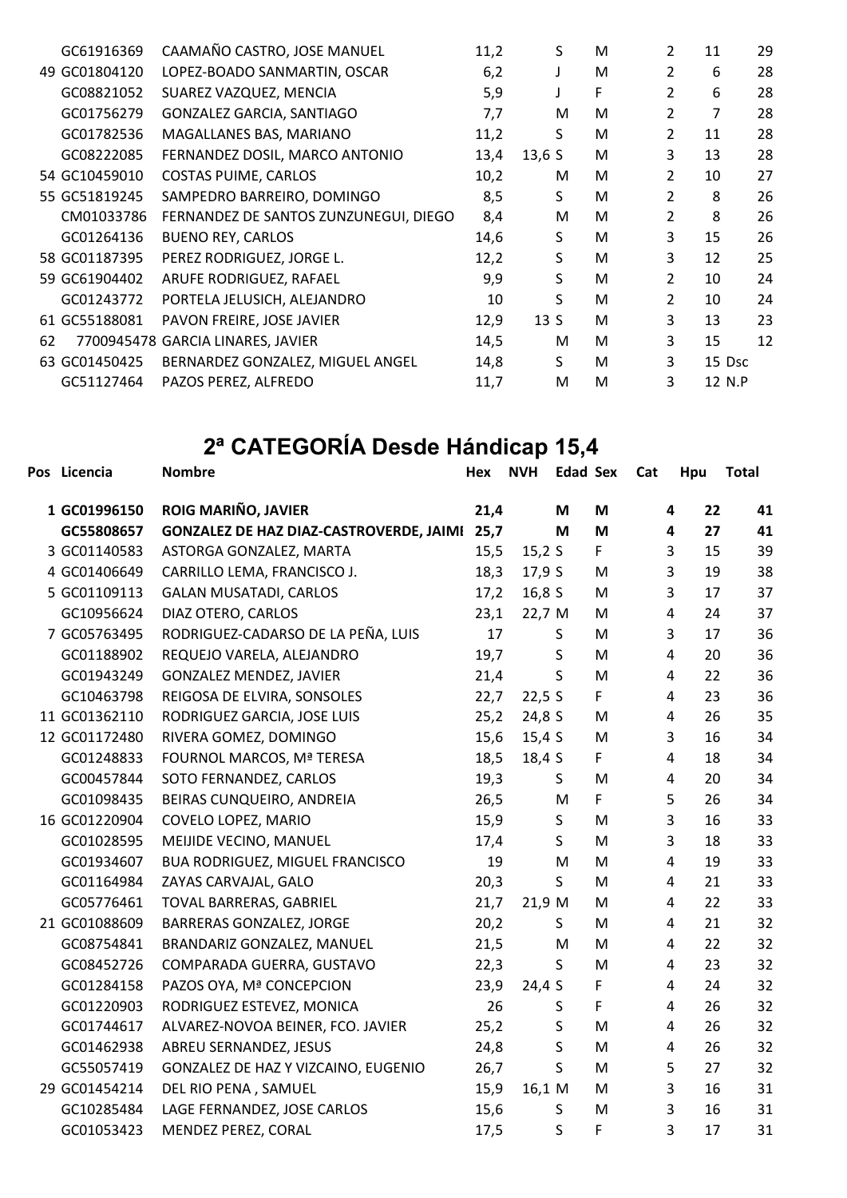| Pos | Licencia | Nombre | Hex | NVH | Edad | Sex | Cat | Hpu | Total |
|---|---|---|---|---|---|---|---|---|---|
| | GC61916369 | CAAMAÑO CASTRO, JOSE MANUEL | 11,2 | | S | M | 2 | 11 | 29 |
| 49 | GC01804120 | LOPEZ-BOADO SANMARTIN, OSCAR | 6,2 | | J | M | 2 | 6 | 28 |
| | GC08821052 | SUAREZ VAZQUEZ, MENCIA | 5,9 | | J | F | 2 | 6 | 28 |
| | GC01756279 | GONZALEZ GARCIA, SANTIAGO | 7,7 | | M | M | 2 | 7 | 28 |
| | GC01782536 | MAGALLANES BAS, MARIANO | 11,2 | | S | M | 2 | 11 | 28 |
| | GC08222085 | FERNANDEZ DOSIL, MARCO ANTONIO | 13,4 | 13,6 | S | M | 3 | 13 | 28 |
| 54 | GC10459010 | COSTAS PUIME, CARLOS | 10,2 | | M | M | 2 | 10 | 27 |
| 55 | GC51819245 | SAMPEDRO BARREIRO, DOMINGO | 8,5 | | S | M | 2 | 8 | 26 |
| | CM01033786 | FERNANDEZ DE SANTOS ZUNZUNEGUI, DIEGO | 8,4 | | M | M | 2 | 8 | 26 |
| | GC01264136 | BUENO REY, CARLOS | 14,6 | | S | M | 3 | 15 | 26 |
| 58 | GC01187395 | PEREZ RODRIGUEZ, JORGE L. | 12,2 | | S | M | 3 | 12 | 25 |
| 59 | GC61904402 | ARUFE RODRIGUEZ, RAFAEL | 9,9 | | S | M | 2 | 10 | 24 |
| | GC01243772 | PORTELA JELUSICH, ALEJANDRO | 10 | | S | M | 2 | 10 | 24 |
| 61 | GC55188081 | PAVON FREIRE, JOSE JAVIER | 12,9 | 13 | S | M | 3 | 13 | 23 |
| 62 | 7700945478 | GARCIA LINARES, JAVIER | 14,5 | | M | M | 3 | 15 | 12 |
| 63 | GC01450425 | BERNARDEZ GONZALEZ, MIGUEL ANGEL | 14,8 | | S | M | 3 | 15 | Dsc |
| | GC51127464 | PAZOS PEREZ, ALFREDO | 11,7 | | M | M | 3 | 12 | N.P |

## 2ª CATEGORÍA Desde Hándicap 15,4

| Pos | Licencia | Nombre | Hex | NVH | Edad | Sex | Cat | Hpu | Total |
|---|---|---|---|---|---|---|---|---|---|
| **1** | **GC01996150** | **ROIG MARIÑO, JAVIER** | **21,4** | | **M** | **M** | **4** | **22** | **41** |
| | **GC55808657** | **GONZALEZ DE HAZ DIAZ-CASTROVERDE, JAIMI** | **25,7** | | **M** | **M** | **4** | **27** | **41** |
| 3 | GC01140583 | ASTORGA GONZALEZ, MARTA | 15,5 | 15,2 | S | F | 3 | 15 | 39 |
| 4 | GC01406649 | CARRILLO LEMA, FRANCISCO J. | 18,3 | 17,9 | S | M | 3 | 19 | 38 |
| 5 | GC01109113 | GALAN MUSATADI, CARLOS | 17,2 | 16,8 | S | M | 3 | 17 | 37 |
| | GC10956624 | DIAZ OTERO, CARLOS | 23,1 | 22,7 | M | M | 4 | 24 | 37 |
| 7 | GC05763495 | RODRIGUEZ-CADARSO DE LA PEÑA, LUIS | 17 | | S | M | 3 | 17 | 36 |
| | GC01188902 | REQUEJO VARELA, ALEJANDRO | 19,7 | | S | M | 4 | 20 | 36 |
| | GC01943249 | GONZALEZ MENDEZ, JAVIER | 21,4 | | S | M | 4 | 22 | 36 |
| | GC10463798 | REIGOSA DE ELVIRA, SONSOLES | 22,7 | 22,5 | S | F | 4 | 23 | 36 |
| 11 | GC01362110 | RODRIGUEZ GARCIA, JOSE LUIS | 25,2 | 24,8 | S | M | 4 | 26 | 35 |
| 12 | GC01172480 | RIVERA GOMEZ, DOMINGO | 15,6 | 15,4 | S | M | 3 | 16 | 34 |
| | GC01248833 | FOURNOL MARCOS, Mª TERESA | 18,5 | 18,4 | S | F | 4 | 18 | 34 |
| | GC00457844 | SOTO FERNANDEZ, CARLOS | 19,3 | | S | M | 4 | 20 | 34 |
| | GC01098435 | BEIRAS CUNQUEIRO, ANDREIA | 26,5 | | M | F | 5 | 26 | 34 |
| 16 | GC01220904 | COVELO LOPEZ, MARIO | 15,9 | | S | M | 3 | 16 | 33 |
| | GC01028595 | MEIJIDE VECINO, MANUEL | 17,4 | | S | M | 3 | 18 | 33 |
| | GC01934607 | BUA RODRIGUEZ, MIGUEL FRANCISCO | 19 | | M | M | 4 | 19 | 33 |
| | GC01164984 | ZAYAS CARVAJAL, GALO | 20,3 | | S | M | 4 | 21 | 33 |
| | GC05776461 | TOVAL BARRERAS, GABRIEL | 21,7 | 21,9 | M | M | 4 | 22 | 33 |
| 21 | GC01088609 | BARRERAS GONZALEZ, JORGE | 20,2 | | S | M | 4 | 21 | 32 |
| | GC08754841 | BRANDARIZ GONZALEZ, MANUEL | 21,5 | | M | M | 4 | 22 | 32 |
| | GC08452726 | COMPARADA GUERRA, GUSTAVO | 22,3 | | S | M | 4 | 23 | 32 |
| | GC01284158 | PAZOS OYA, Mª CONCEPCION | 23,9 | 24,4 | S | F | 4 | 24 | 32 |
| | GC01220903 | RODRIGUEZ ESTEVEZ, MONICA | 26 | | S | F | 4 | 26 | 32 |
| | GC01744617 | ALVAREZ-NOVOA BEINER, FCO. JAVIER | 25,2 | | S | M | 4 | 26 | 32 |
| | GC01462938 | ABREU SERNANDEZ, JESUS | 24,8 | | S | M | 4 | 26 | 32 |
| | GC55057419 | GONZALEZ DE HAZ Y VIZCAINO, EUGENIO | 26,7 | | S | M | 5 | 27 | 32 |
| 29 | GC01454214 | DEL RIO PENA , SAMUEL | 15,9 | 16,1 | M | M | 3 | 16 | 31 |
| | GC10285484 | LAGE FERNANDEZ, JOSE CARLOS | 15,6 | | S | M | 3 | 16 | 31 |
| | GC01053423 | MENDEZ PEREZ, CORAL | 17,5 | | S | F | 3 | 17 | 31 |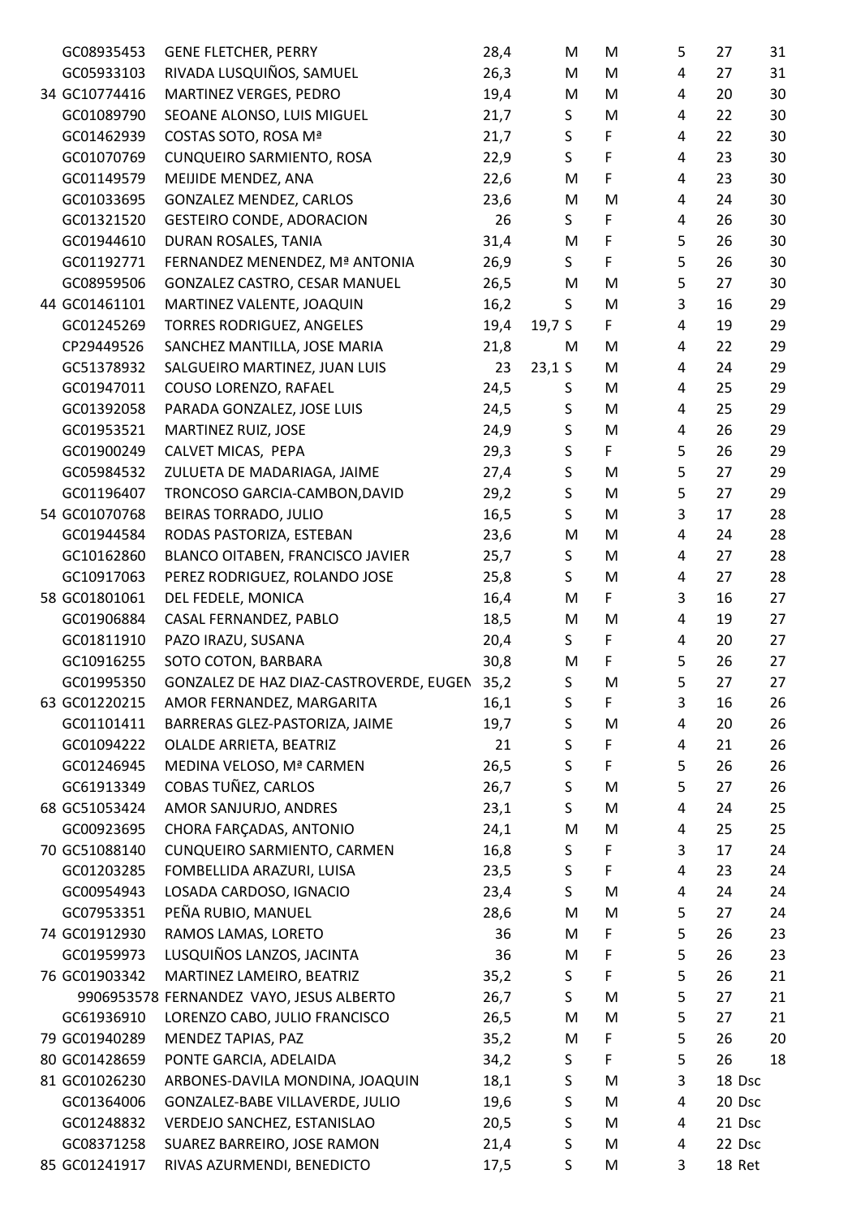| | | | | | | | | | |
|---|---|---|---|---|---|---|---|---|---|
| | GC08935453 | GENE FLETCHER, PERRY | 28,4 | | M | M | 5 | 27 | 31 |
| | GC05933103 | RIVADA LUSQUIÑOS, SAMUEL | 26,3 | | M | M | 4 | 27 | 31 |
| 34 | GC10774416 | MARTINEZ VERGES, PEDRO | 19,4 | | M | M | 4 | 20 | 30 |
| | GC01089790 | SEOANE ALONSO, LUIS MIGUEL | 21,7 | | S | M | 4 | 22 | 30 |
| | GC01462939 | COSTAS SOTO, ROSA Mª | 21,7 | | S | F | 4 | 22 | 30 |
| | GC01070769 | CUNQUEIRO SARMIENTO, ROSA | 22,9 | | S | F | 4 | 23 | 30 |
| | GC01149579 | MEIJIDE MENDEZ, ANA | 22,6 | | M | F | 4 | 23 | 30 |
| | GC01033695 | GONZALEZ MENDEZ, CARLOS | 23,6 | | M | M | 4 | 24 | 30 |
| | GC01321520 | GESTEIRO CONDE, ADORACION | 26 | | S | F | 4 | 26 | 30 |
| | GC01944610 | DURAN ROSALES, TANIA | 31,4 | | M | F | 5 | 26 | 30 |
| | GC01192771 | FERNANDEZ MENENDEZ, Mª ANTONIA | 26,9 | | S | F | 5 | 26 | 30 |
| | GC08959506 | GONZALEZ CASTRO, CESAR MANUEL | 26,5 | | M | M | 5 | 27 | 30 |
| 44 | GC01461101 | MARTINEZ VALENTE, JOAQUIN | 16,2 | | S | M | 3 | 16 | 29 |
| | GC01245269 | TORRES RODRIGUEZ, ANGELES | 19,4 | 19,7 | S | F | 4 | 19 | 29 |
| | CP29449526 | SANCHEZ MANTILLA, JOSE MARIA | 21,8 | | M | M | 4 | 22 | 29 |
| | GC51378932 | SALGUEIRO MARTINEZ, JUAN LUIS | 23 | 23,1 | S | M | 4 | 24 | 29 |
| | GC01947011 | COUSO LORENZO, RAFAEL | 24,5 | | S | M | 4 | 25 | 29 |
| | GC01392058 | PARADA GONZALEZ, JOSE LUIS | 24,5 | | S | M | 4 | 25 | 29 |
| | GC01953521 | MARTINEZ RUIZ, JOSE | 24,9 | | S | M | 4 | 26 | 29 |
| | GC01900249 | CALVET MICAS, PEPA | 29,3 | | S | F | 5 | 26 | 29 |
| | GC05984532 | ZULUETA DE MADARIAGA, JAIME | 27,4 | | S | M | 5 | 27 | 29 |
| | GC01196407 | TRONCOSO GARCIA-CAMBON,DAVID | 29,2 | | S | M | 5 | 27 | 29 |
| 54 | GC01070768 | BEIRAS TORRADO, JULIO | 16,5 | | S | M | 3 | 17 | 28 |
| | GC01944584 | RODAS PASTORIZA, ESTEBAN | 23,6 | | M | M | 4 | 24 | 28 |
| | GC10162860 | BLANCO OITABEN, FRANCISCO JAVIER | 25,7 | | S | M | 4 | 27 | 28 |
| | GC10917063 | PEREZ RODRIGUEZ, ROLANDO JOSE | 25,8 | | S | M | 4 | 27 | 28 |
| 58 | GC01801061 | DEL FEDELE, MONICA | 16,4 | | M | F | 3 | 16 | 27 |
| | GC01906884 | CASAL FERNANDEZ, PABLO | 18,5 | | M | M | 4 | 19 | 27 |
| | GC01811910 | PAZO IRAZU, SUSANA | 20,4 | | S | F | 4 | 20 | 27 |
| | GC10916255 | SOTO COTON, BARBARA | 30,8 | | M | F | 5 | 26 | 27 |
| | GC01995350 | GONZALEZ DE HAZ DIAZ-CASTROVERDE, EUGEN | 35,2 | | S | M | 5 | 27 | 27 |
| 63 | GC01220215 | AMOR FERNANDEZ, MARGARITA | 16,1 | | S | F | 3 | 16 | 26 |
| | GC01101411 | BARRERAS GLEZ-PASTORIZA, JAIME | 19,7 | | S | M | 4 | 20 | 26 |
| | GC01094222 | OLALDE ARRIETA, BEATRIZ | 21 | | S | F | 4 | 21 | 26 |
| | GC01246945 | MEDINA VELOSO, Mª CARMEN | 26,5 | | S | F | 5 | 26 | 26 |
| | GC61913349 | COBAS TUÑEZ, CARLOS | 26,7 | | S | M | 5 | 27 | 26 |
| 68 | GC51053424 | AMOR SANJURJO, ANDRES | 23,1 | | S | M | 4 | 24 | 25 |
| | GC00923695 | CHORA FARÇADAS, ANTONIO | 24,1 | | M | M | 4 | 25 | 25 |
| 70 | GC51088140 | CUNQUEIRO SARMIENTO, CARMEN | 16,8 | | S | F | 3 | 17 | 24 |
| | GC01203285 | FOMBELLIDA ARAZURI, LUISA | 23,5 | | S | F | 4 | 23 | 24 |
| | GC00954943 | LOSADA CARDOSO, IGNACIO | 23,4 | | S | M | 4 | 24 | 24 |
| | GC07953351 | PEÑA RUBIO, MANUEL | 28,6 | | M | M | 5 | 27 | 24 |
| 74 | GC01912930 | RAMOS LAMAS, LORETO | 36 | | M | F | 5 | 26 | 23 |
| | GC01959973 | LUSQUIÑOS LANZOS, JACINTA | 36 | | M | F | 5 | 26 | 23 |
| 76 | GC01903342 | MARTINEZ LAMEIRO, BEATRIZ | 35,2 | | S | F | 5 | 26 | 21 |
| | 9906953578 | FERNANDEZ VAYO, JESUS ALBERTO | 26,7 | | S | M | 5 | 27 | 21 |
| | GC61936910 | LORENZO CABO, JULIO FRANCISCO | 26,5 | | M | M | 5 | 27 | 21 |
| 79 | GC01940289 | MENDEZ TAPIAS, PAZ | 35,2 | | M | F | 5 | 26 | 20 |
| 80 | GC01428659 | PONTE GARCIA, ADELAIDA | 34,2 | | S | F | 5 | 26 | 18 |
| 81 | GC01026230 | ARBONES-DAVILA MONDINA, JOAQUIN | 18,1 | | S | M | 3 | 18 | Dsc |
| | GC01364006 | GONZALEZ-BABE VILLAVERDE, JULIO | 19,6 | | S | M | 4 | 20 | Dsc |
| | GC01248832 | VERDEJO SANCHEZ, ESTANISLAO | 20,5 | | S | M | 4 | 21 | Dsc |
| | GC08371258 | SUAREZ BARREIRO, JOSE RAMON | 21,4 | | S | M | 4 | 22 | Dsc |
| 85 | GC01241917 | RIVAS AZURMENDI, BENEDICTO | 17,5 | | S | M | 3 | 18 | Ret |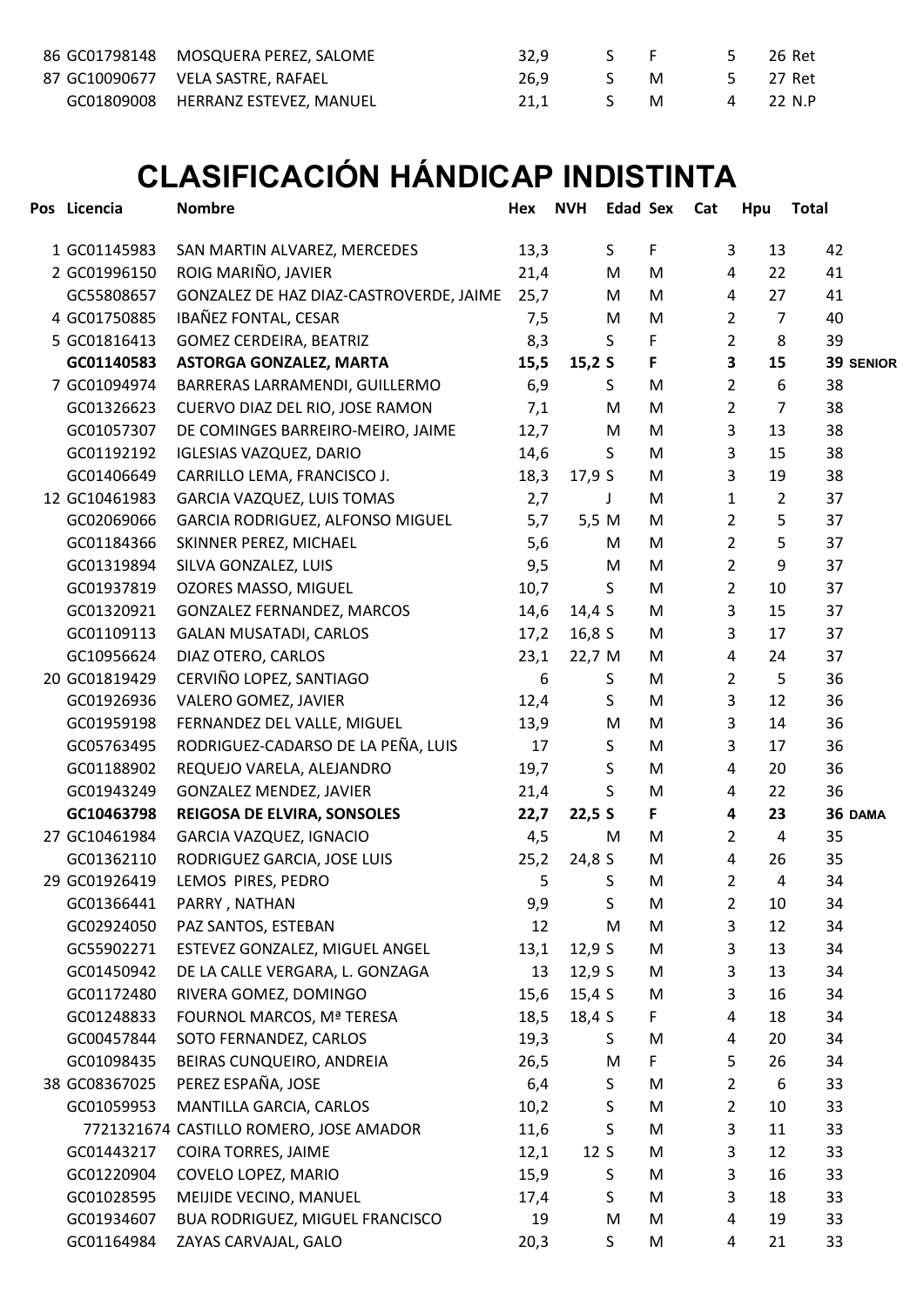| Pos | Licencia | Nombre | Hex | NVH | Edad | Sex | Cat | Hpu | Total | |
|---|---|---|---|---|---|---|---|---|---|---|
| 86 | GC01798148 | MOSQUERA PEREZ, SALOME | 32,9 | | S | F | 5 | 26 | Ret | |
| 87 | GC10090677 | VELA SASTRE, RAFAEL | 26,9 | | S | M | 5 | 27 | Ret | |
| | GC01809008 | HERRANZ ESTEVEZ, MANUEL | 21,1 | | S | M | 4 | 22 | N.P | |

# CLASIFICACIÓN HÁNDICAP INDISTINTA

| Pos | Licencia | Nombre | Hex | NVH | Edad | Sex | Cat | Hpu | Total | |
|---|---|---|---|---|---|---|---|---|---|---|
| 1 | GC01145983 | SAN MARTIN ALVAREZ, MERCEDES | 13,3 | | S | F | 3 | 13 | 42 | |
| 2 | GC01996150 | ROIG MARIÑO, JAVIER | 21,4 | | M | M | 4 | 22 | 41 | |
| | GC55808657 | GONZALEZ DE HAZ DIAZ-CASTROVERDE, JAIME | 25,7 | | M | M | 4 | 27 | 41 | |
| 4 | GC01750885 | IBAÑEZ FONTAL, CESAR | 7,5 | | M | M | 2 | 7 | 40 | |
| 5 | GC01816413 | GOMEZ CERDEIRA, BEATRIZ | 8,3 | | S | F | 2 | 8 | 39 | |
| | **GC01140583** | **ASTORGA GONZALEZ, MARTA** | **15,5** | **15,2** | **S** | **F** | **3** | **15** | **39** | **SENIOR** |
| 7 | GC01094974 | BARRERAS LARRAMENDI, GUILLERMO | 6,9 | | S | M | 2 | 6 | 38 | |
| | GC01326623 | CUERVO DIAZ DEL RIO, JOSE RAMON | 7,1 | | M | M | 2 | 7 | 38 | |
| | GC01057307 | DE COMINGES BARREIRO-MEIRO, JAIME | 12,7 | | M | M | 3 | 13 | 38 | |
| | GC01192192 | IGLESIAS VAZQUEZ, DARIO | 14,6 | | S | M | 3 | 15 | 38 | |
| | GC01406649 | CARRILLO LEMA, FRANCISCO J. | 18,3 | 17,9 | S | M | 3 | 19 | 38 | |
| 12 | GC10461983 | GARCIA VAZQUEZ, LUIS TOMAS | 2,7 | | J | M | 1 | 2 | 37 | |
| | GC02069066 | GARCIA RODRIGUEZ, ALFONSO MIGUEL | 5,7 | 5,5 | M | M | 2 | 5 | 37 | |
| | GC01184366 | SKINNER PEREZ, MICHAEL | 5,6 | | M | M | 2 | 5 | 37 | |
| | GC01319894 | SILVA GONZALEZ, LUIS | 9,5 | | M | M | 2 | 9 | 37 | |
| | GC01937819 | OZORES MASSO, MIGUEL | 10,7 | | S | M | 2 | 10 | 37 | |
| | GC01320921 | GONZALEZ FERNANDEZ, MARCOS | 14,6 | 14,4 | S | M | 3 | 15 | 37 | |
| | GC01109113 | GALAN MUSATADI, CARLOS | 17,2 | 16,8 | S | M | 3 | 17 | 37 | |
| | GC10956624 | DIAZ OTERO, CARLOS | 23,1 | 22,7 | M | M | 4 | 24 | 37 | |
| 20 | GC01819429 | CERVIÑO LOPEZ, SANTIAGO | 6 | | S | M | 2 | 5 | 36 | |
| | GC01926936 | VALERO GOMEZ, JAVIER | 12,4 | | S | M | 3 | 12 | 36 | |
| | GC01959198 | FERNANDEZ DEL VALLE, MIGUEL | 13,9 | | M | M | 3 | 14 | 36 | |
| | GC05763495 | RODRIGUEZ-CADARSO DE LA PEÑA, LUIS | 17 | | S | M | 3 | 17 | 36 | |
| | GC01188902 | REQUEJO VARELA, ALEJANDRO | 19,7 | | S | M | 4 | 20 | 36 | |
| | GC01943249 | GONZALEZ MENDEZ, JAVIER | 21,4 | | S | M | 4 | 22 | 36 | |
| | **GC10463798** | **REIGOSA DE ELVIRA, SONSOLES** | **22,7** | **22,5** | **S** | **F** | **4** | **23** | **36** | **DAMA** |
| 27 | GC10461984 | GARCIA VAZQUEZ, IGNACIO | 4,5 | | M | M | 2 | 4 | 35 | |
| | GC01362110 | RODRIGUEZ GARCIA, JOSE LUIS | 25,2 | 24,8 | S | M | 4 | 26 | 35 | |
| 29 | GC01926419 | LEMOS PIRES, PEDRO | 5 | | S | M | 2 | 4 | 34 | |
| | GC01366441 | PARRY , NATHAN | 9,9 | | S | M | 2 | 10 | 34 | |
| | GC02924050 | PAZ SANTOS, ESTEBAN | 12 | | M | M | 3 | 12 | 34 | |
| | GC55902271 | ESTEVEZ GONZALEZ, MIGUEL ANGEL | 13,1 | 12,9 | S | M | 3 | 13 | 34 | |
| | GC01450942 | DE LA CALLE VERGARA, L. GONZAGA | 13 | 12,9 | S | M | 3 | 13 | 34 | |
| | GC01172480 | RIVERA GOMEZ, DOMINGO | 15,6 | 15,4 | S | M | 3 | 16 | 34 | |
| | GC01248833 | FOURNOL MARCOS, Mª TERESA | 18,5 | 18,4 | S | F | 4 | 18 | 34 | |
| | GC00457844 | SOTO FERNANDEZ, CARLOS | 19,3 | | S | M | 4 | 20 | 34 | |
| | GC01098435 | BEIRAS CUNQUEIRO, ANDREIA | 26,5 | | M | F | 5 | 26 | 34 | |
| 38 | GC08367025 | PEREZ ESPAÑA, JOSE | 6,4 | | S | M | 2 | 6 | 33 | |
| | GC01059953 | MANTILLA GARCIA, CARLOS | 10,2 | | S | M | 2 | 10 | 33 | |
| | 7721321674 | CASTILLO ROMERO, JOSE AMADOR | 11,6 | | S | M | 3 | 11 | 33 | |
| | GC01443217 | COIRA TORRES, JAIME | 12,1 | 12 | S | M | 3 | 12 | 33 | |
| | GC01220904 | COVELO LOPEZ, MARIO | 15,9 | | S | M | 3 | 16 | 33 | |
| | GC01028595 | MEIJIDE VECINO, MANUEL | 17,4 | | S | M | 3 | 18 | 33 | |
| | GC01934607 | BUA RODRIGUEZ, MIGUEL FRANCISCO | 19 | | M | M | 4 | 19 | 33 | |
| | GC01164984 | ZAYAS CARVAJAL, GALO | 20,3 | | S | M | 4 | 21 | 33 | |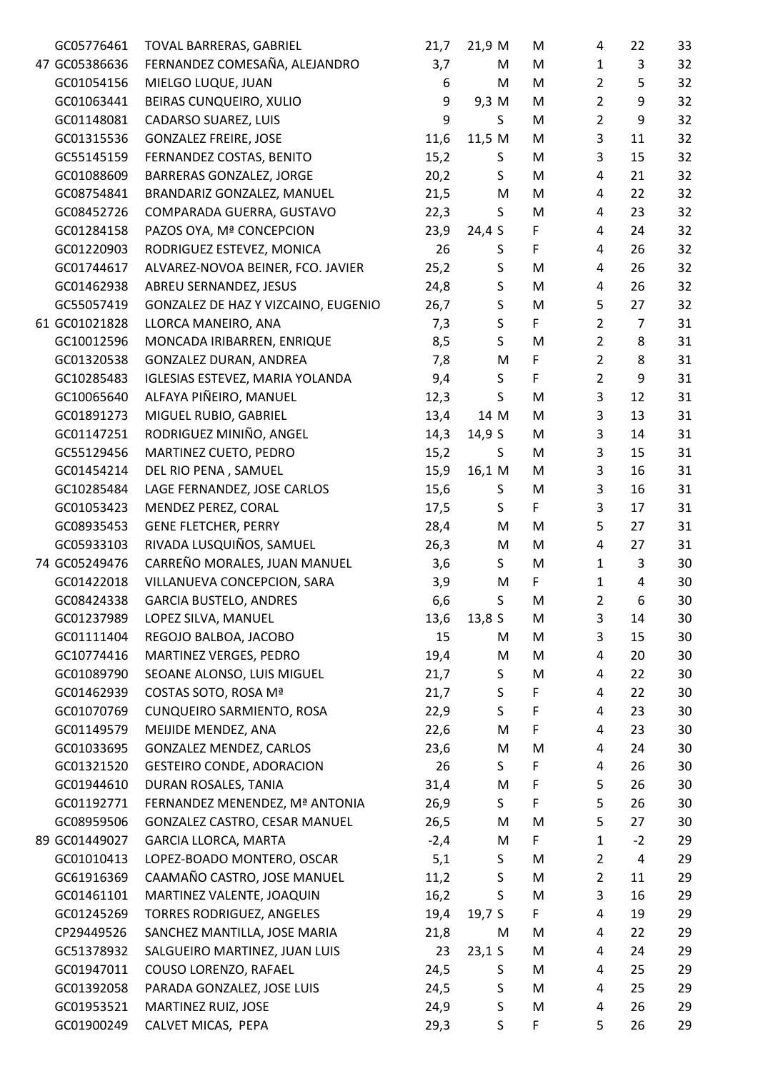| | | | | | | | | | |
|---|---|---|---|---|---|---|---|---|---|
| | GC05776461 | TOVAL BARRERAS, GABRIEL | 21,7 | 21,9 | M | M | 4 | 22 | 33 |
| 47 | GC05386636 | FERNANDEZ COMESAÑA, ALEJANDRO | 3,7 | | M | M | 1 | 3 | 32 |
| | GC01054156 | MIELGO LUQUE, JUAN | 6 | | M | M | 2 | 5 | 32 |
| | GC01063441 | BEIRAS CUNQUEIRO, XULIO | 9 | 9,3 | M | M | 2 | 9 | 32 |
| | GC01148081 | CADARSO SUAREZ, LUIS | 9 | | S | M | 2 | 9 | 32 |
| | GC01315536 | GONZALEZ FREIRE, JOSE | 11,6 | 11,5 | M | M | 3 | 11 | 32 |
| | GC55145159 | FERNANDEZ COSTAS, BENITO | 15,2 | | S | M | 3 | 15 | 32 |
| | GC01088609 | BARRERAS GONZALEZ, JORGE | 20,2 | | S | M | 4 | 21 | 32 |
| | GC08754841 | BRANDARIZ GONZALEZ, MANUEL | 21,5 | | M | M | 4 | 22 | 32 |
| | GC08452726 | COMPARADA GUERRA, GUSTAVO | 22,3 | | S | M | 4 | 23 | 32 |
| | GC01284158 | PAZOS OYA, Mª CONCEPCION | 23,9 | 24,4 | S | F | 4 | 24 | 32 |
| | GC01220903 | RODRIGUEZ ESTEVEZ, MONICA | 26 | | S | F | 4 | 26 | 32 |
| | GC01744617 | ALVAREZ-NOVOA BEINER, FCO. JAVIER | 25,2 | | S | M | 4 | 26 | 32 |
| | GC01462938 | ABREU SERNANDEZ, JESUS | 24,8 | | S | M | 4 | 26 | 32 |
| | GC55057419 | GONZALEZ DE HAZ Y VIZCAINO, EUGENIO | 26,7 | | S | M | 5 | 27 | 32 |
| 61 | GC01021828 | LLORCA MANEIRO, ANA | 7,3 | | S | F | 2 | 7 | 31 |
| | GC10012596 | MONCADA IRIBARREN, ENRIQUE | 8,5 | | S | M | 2 | 8 | 31 |
| | GC01320538 | GONZALEZ DURAN, ANDREA | 7,8 | | M | F | 2 | 8 | 31 |
| | GC10285483 | IGLESIAS ESTEVEZ, MARIA YOLANDA | 9,4 | | S | F | 2 | 9 | 31 |
| | GC10065640 | ALFAYA PIÑEIRO, MANUEL | 12,3 | | S | M | 3 | 12 | 31 |
| | GC01891273 | MIGUEL RUBIO, GABRIEL | 13,4 | 14 | M | M | 3 | 13 | 31 |
| | GC01147251 | RODRIGUEZ MINIÑO, ANGEL | 14,3 | 14,9 | S | M | 3 | 14 | 31 |
| | GC55129456 | MARTINEZ CUETO, PEDRO | 15,2 | | S | M | 3 | 15 | 31 |
| | GC01454214 | DEL RIO PENA , SAMUEL | 15,9 | 16,1 | M | M | 3 | 16 | 31 |
| | GC10285484 | LAGE FERNANDEZ, JOSE CARLOS | 15,6 | | S | M | 3 | 16 | 31 |
| | GC01053423 | MENDEZ PEREZ, CORAL | 17,5 | | S | F | 3 | 17 | 31 |
| | GC08935453 | GENE FLETCHER, PERRY | 28,4 | | M | M | 5 | 27 | 31 |
| | GC05933103 | RIVADA LUSQUIÑOS, SAMUEL | 26,3 | | M | M | 4 | 27 | 31 |
| 74 | GC05249476 | CARREÑO MORALES, JUAN MANUEL | 3,6 | | S | M | 1 | 3 | 30 |
| | GC01422018 | VILLANUEVA CONCEPCION, SARA | 3,9 | | M | F | 1 | 4 | 30 |
| | GC08424338 | GARCIA BUSTELO, ANDRES | 6,6 | | S | M | 2 | 6 | 30 |
| | GC01237989 | LOPEZ SILVA, MANUEL | 13,6 | 13,8 | S | M | 3 | 14 | 30 |
| | GC01111404 | REGOJO BALBOA, JACOBO | 15 | | M | M | 3 | 15 | 30 |
| | GC10774416 | MARTINEZ VERGES, PEDRO | 19,4 | | M | M | 4 | 20 | 30 |
| | GC01089790 | SEOANE ALONSO, LUIS MIGUEL | 21,7 | | S | M | 4 | 22 | 30 |
| | GC01462939 | COSTAS SOTO, ROSA Mª | 21,7 | | S | F | 4 | 22 | 30 |
| | GC01070769 | CUNQUEIRO SARMIENTO, ROSA | 22,9 | | S | F | 4 | 23 | 30 |
| | GC01149579 | MEIJIDE MENDEZ, ANA | 22,6 | | M | F | 4 | 23 | 30 |
| | GC01033695 | GONZALEZ MENDEZ, CARLOS | 23,6 | | M | M | 4 | 24 | 30 |
| | GC01321520 | GESTEIRO CONDE, ADORACION | 26 | | S | F | 4 | 26 | 30 |
| | GC01944610 | DURAN ROSALES, TANIA | 31,4 | | M | F | 5 | 26 | 30 |
| | GC01192771 | FERNANDEZ MENENDEZ, Mª ANTONIA | 26,9 | | S | F | 5 | 26 | 30 |
| | GC08959506 | GONZALEZ CASTRO, CESAR MANUEL | 26,5 | | M | M | 5 | 27 | 30 |
| 89 | GC01449027 | GARCIA LLORCA, MARTA | -2,4 | | M | F | 1 | -2 | 29 |
| | GC01010413 | LOPEZ-BOADO MONTERO, OSCAR | 5,1 | | S | M | 2 | 4 | 29 |
| | GC61916369 | CAAMAÑO CASTRO, JOSE MANUEL | 11,2 | | S | M | 2 | 11 | 29 |
| | GC01461101 | MARTINEZ VALENTE, JOAQUIN | 16,2 | | S | M | 3 | 16 | 29 |
| | GC01245269 | TORRES RODRIGUEZ, ANGELES | 19,4 | 19,7 | S | F | 4 | 19 | 29 |
| | CP29449526 | SANCHEZ MANTILLA, JOSE MARIA | 21,8 | | M | M | 4 | 22 | 29 |
| | GC51378932 | SALGUEIRO MARTINEZ, JUAN LUIS | 23 | 23,1 | S | M | 4 | 24 | 29 |
| | GC01947011 | COUSO LORENZO, RAFAEL | 24,5 | | S | M | 4 | 25 | 29 |
| | GC01392058 | PARADA GONZALEZ, JOSE LUIS | 24,5 | | S | M | 4 | 25 | 29 |
| | GC01953521 | MARTINEZ RUIZ, JOSE | 24,9 | | S | M | 4 | 26 | 29 |
| | GC01900249 | CALVET MICAS, PEPA | 29,3 | | S | F | 5 | 26 | 29 |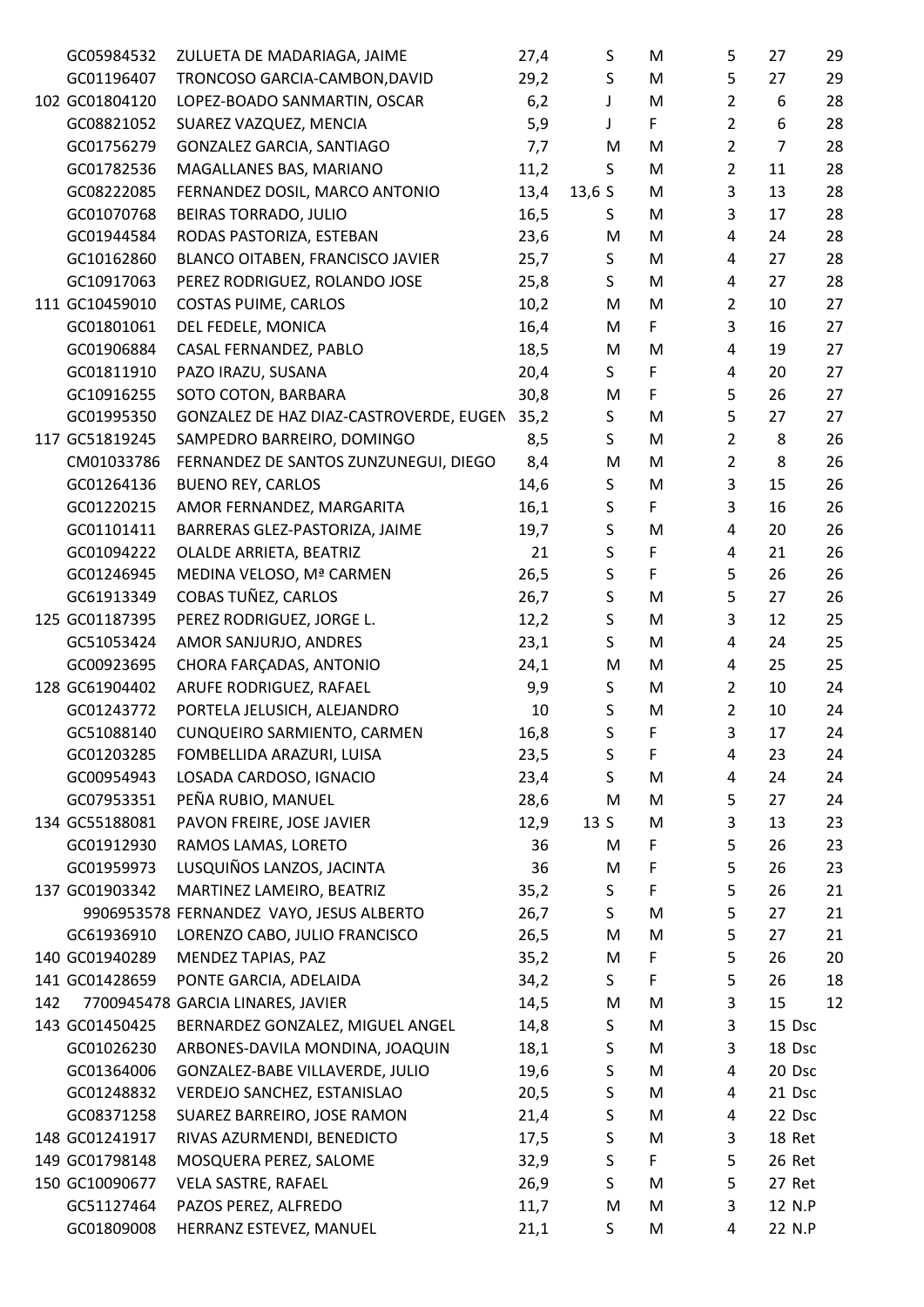| | | | | | | | | | |
|---|---|---|---|---|---|---|---|---|---|
| | GC05984532 | ZULUETA DE MADARIAGA, JAIME | 27,4 | | S | M | 5 | 27 | 29 |
| | GC01196407 | TRONCOSO GARCIA-CAMBON,DAVID | 29,2 | | S | M | 5 | 27 | 29 |
| 102 | GC01804120 | LOPEZ-BOADO SANMARTIN, OSCAR | 6,2 | | J | M | 2 | 6 | 28 |
| | GC08821052 | SUAREZ VAZQUEZ, MENCIA | 5,9 | | J | F | 2 | 6 | 28 |
| | GC01756279 | GONZALEZ GARCIA, SANTIAGO | 7,7 | | M | M | 2 | 7 | 28 |
| | GC01782536 | MAGALLANES BAS, MARIANO | 11,2 | | S | M | 2 | 11 | 28 |
| | GC08222085 | FERNANDEZ DOSIL, MARCO ANTONIO | 13,4 | 13,6 | S | M | 3 | 13 | 28 |
| | GC01070768 | BEIRAS TORRADO, JULIO | 16,5 | | S | M | 3 | 17 | 28 |
| | GC01944584 | RODAS PASTORIZA, ESTEBAN | 23,6 | | M | M | 4 | 24 | 28 |
| | GC10162860 | BLANCO OITABEN, FRANCISCO JAVIER | 25,7 | | S | M | 4 | 27 | 28 |
| | GC10917063 | PEREZ RODRIGUEZ, ROLANDO JOSE | 25,8 | | S | M | 4 | 27 | 28 |
| 111 | GC10459010 | COSTAS PUIME, CARLOS | 10,2 | | M | M | 2 | 10 | 27 |
| | GC01801061 | DEL FEDELE, MONICA | 16,4 | | M | F | 3 | 16 | 27 |
| | GC01906884 | CASAL FERNANDEZ, PABLO | 18,5 | | M | M | 4 | 19 | 27 |
| | GC01811910 | PAZO IRAZU, SUSANA | 20,4 | | S | F | 4 | 20 | 27 |
| | GC10916255 | SOTO COTON, BARBARA | 30,8 | | M | F | 5 | 26 | 27 |
| | GC01995350 | GONZALEZ DE HAZ DIAZ-CASTROVERDE, EUGEN | 35,2 | | S | M | 5 | 27 | 27 |
| 117 | GC51819245 | SAMPEDRO BARREIRO, DOMINGO | 8,5 | | S | M | 2 | 8 | 26 |
| | CM01033786 | FERNANDEZ DE SANTOS ZUNZUNEGUI, DIEGO | 8,4 | | M | M | 2 | 8 | 26 |
| | GC01264136 | BUENO REY, CARLOS | 14,6 | | S | M | 3 | 15 | 26 |
| | GC01220215 | AMOR FERNANDEZ, MARGARITA | 16,1 | | S | F | 3 | 16 | 26 |
| | GC01101411 | BARRERAS GLEZ-PASTORIZA, JAIME | 19,7 | | S | M | 4 | 20 | 26 |
| | GC01094222 | OLALDE ARRIETA, BEATRIZ | 21 | | S | F | 4 | 21 | 26 |
| | GC01246945 | MEDINA VELOSO, Mª CARMEN | 26,5 | | S | F | 5 | 26 | 26 |
| | GC61913349 | COBAS TUÑEZ, CARLOS | 26,7 | | S | M | 5 | 27 | 26 |
| 125 | GC01187395 | PEREZ RODRIGUEZ, JORGE L. | 12,2 | | S | M | 3 | 12 | 25 |
| | GC51053424 | AMOR SANJURJO, ANDRES | 23,1 | | S | M | 4 | 24 | 25 |
| | GC00923695 | CHORA FARÇADAS, ANTONIO | 24,1 | | M | M | 4 | 25 | 25 |
| 128 | GC61904402 | ARUFE RODRIGUEZ, RAFAEL | 9,9 | | S | M | 2 | 10 | 24 |
| | GC01243772 | PORTELA JELUSICH, ALEJANDRO | 10 | | S | M | 2 | 10 | 24 |
| | GC51088140 | CUNQUEIRO SARMIENTO, CARMEN | 16,8 | | S | F | 3 | 17 | 24 |
| | GC01203285 | FOMBELLIDA ARAZURI, LUISA | 23,5 | | S | F | 4 | 23 | 24 |
| | GC00954943 | LOSADA CARDOSO, IGNACIO | 23,4 | | S | M | 4 | 24 | 24 |
| | GC07953351 | PEÑA RUBIO, MANUEL | 28,6 | | M | M | 5 | 27 | 24 |
| 134 | GC55188081 | PAVON FREIRE, JOSE JAVIER | 12,9 | 13 | S | M | 3 | 13 | 23 |
| | GC01912930 | RAMOS LAMAS, LORETO | 36 | | M | F | 5 | 26 | 23 |
| | GC01959973 | LUSQUIÑOS LANZOS, JACINTA | 36 | | M | F | 5 | 26 | 23 |
| 137 | GC01903342 | MARTINEZ LAMEIRO, BEATRIZ | 35,2 | | S | F | 5 | 26 | 21 |
| | 9906953578 | FERNANDEZ VAYO, JESUS ALBERTO | 26,7 | | S | M | 5 | 27 | 21 |
| | GC61936910 | LORENZO CABO, JULIO FRANCISCO | 26,5 | | M | M | 5 | 27 | 21 |
| 140 | GC01940289 | MENDEZ TAPIAS, PAZ | 35,2 | | M | F | 5 | 26 | 20 |
| 141 | GC01428659 | PONTE GARCIA, ADELAIDA | 34,2 | | S | F | 5 | 26 | 18 |
| 142 | 7700945478 | GARCIA LINARES, JAVIER | 14,5 | | M | M | 3 | 15 | 12 |
| 143 | GC01450425 | BERNARDEZ GONZALEZ, MIGUEL ANGEL | 14,8 | | S | M | 3 | 15 | Dsc |
| | GC01026230 | ARBONES-DAVILA MONDINA, JOAQUIN | 18,1 | | S | M | 3 | 18 | Dsc |
| | GC01364006 | GONZALEZ-BABE VILLAVERDE, JULIO | 19,6 | | S | M | 4 | 20 | Dsc |
| | GC01248832 | VERDEJO SANCHEZ, ESTANISLAO | 20,5 | | S | M | 4 | 21 | Dsc |
| | GC08371258 | SUAREZ BARREIRO, JOSE RAMON | 21,4 | | S | M | 4 | 22 | Dsc |
| 148 | GC01241917 | RIVAS AZURMENDI, BENEDICTO | 17,5 | | S | M | 3 | 18 | Ret |
| 149 | GC01798148 | MOSQUERA PEREZ, SALOME | 32,9 | | S | F | 5 | 26 | Ret |
| 150 | GC10090677 | VELA SASTRE, RAFAEL | 26,9 | | S | M | 5 | 27 | Ret |
| | GC51127464 | PAZOS PEREZ, ALFREDO | 11,7 | | M | M | 3 | 12 | N.P |
| | GC01809008 | HERRANZ ESTEVEZ, MANUEL | 21,1 | | S | M | 4 | 22 | N.P |